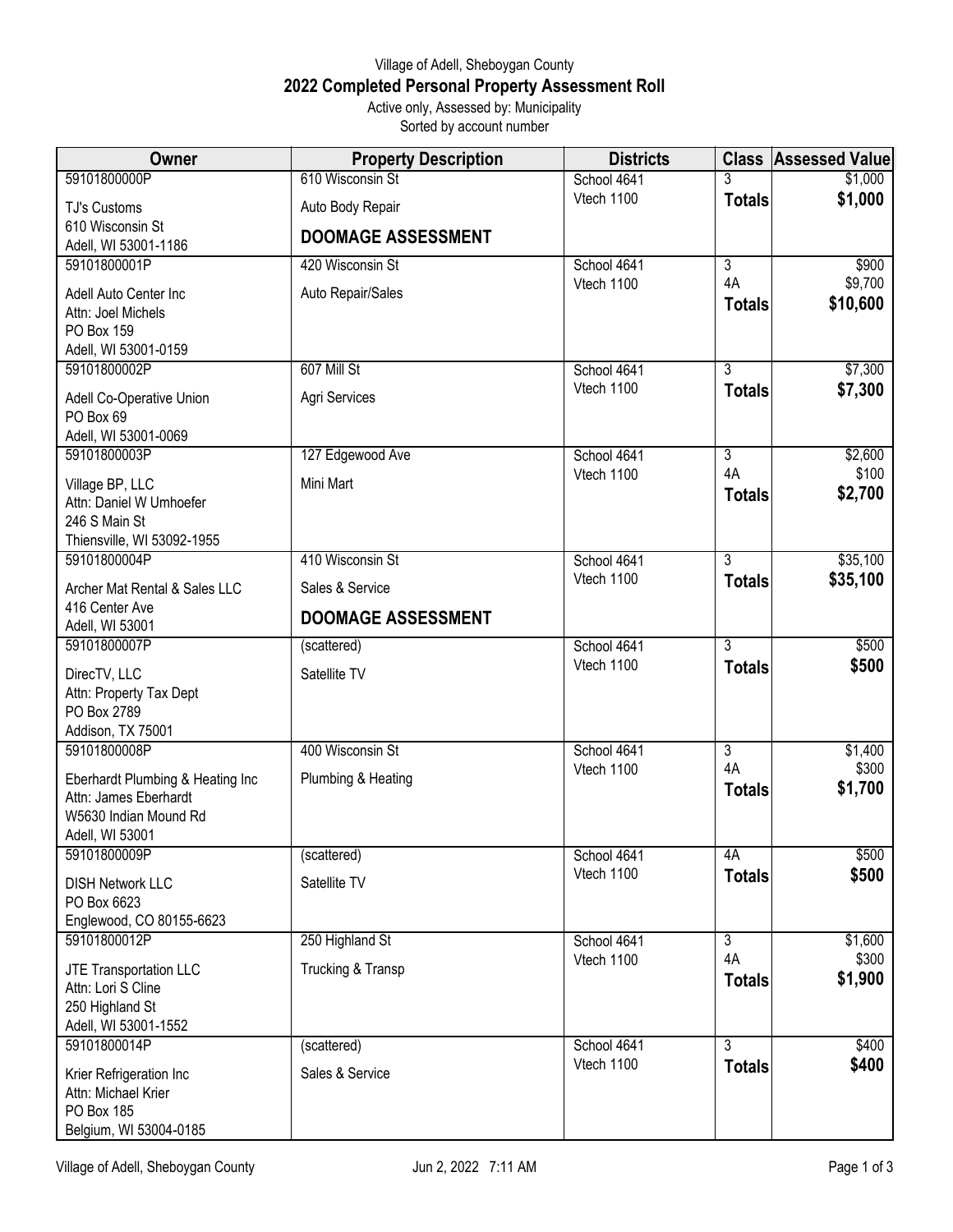Village of Adell, Sheboygan County

# 2022 Completed Personal Property Assessment Roll

Active only, Assessed by: Municipality

Sorted by account number

| Owner | Property Description | Districts | Class | Assessed Value |
|---|---|---|---|---|
| 59101800000P<br>TJ's Customs<br>610 Wisconsin St<br>Adell, WI 53001-1186 | 610 Wisconsin St<br>Auto Body Repair<br>**DOOMAGE ASSESSMENT** | School 4641<br>Vtech 1100 | 3<br>**Totals** | $1,000<br>**$1,000** |
| 59101800001P<br>Adell Auto Center Inc<br>Attn: Joel Michels<br>PO Box 159<br>Adell, WI 53001-0159 | 420 Wisconsin St<br>Auto Repair/Sales | School 4641<br>Vtech 1100 | 3<br>4A<br>**Totals** | $900<br>$9,700<br>**$10,600** |
| 59101800002P<br>Adell Co-Operative Union<br>PO Box 69<br>Adell, WI 53001-0069 | 607 Mill St<br>Agri Services | School 4641<br>Vtech 1100 | 3<br>**Totals** | $7,300<br>**$7,300** |
| 59101800003P<br>Village BP, LLC<br>Attn: Daniel W Umhoefer<br>246 S Main St<br>Thiensville, WI 53092-1955 | 127 Edgewood Ave<br>Mini Mart | School 4641<br>Vtech 1100 | 3<br>4A<br>**Totals** | $2,600<br>$100<br>**$2,700** |
| 59101800004P<br>Archer Mat Rental & Sales LLC<br>416 Center Ave<br>Adell, WI 53001 | 410 Wisconsin St<br>Sales & Service<br>**DOOMAGE ASSESSMENT** | School 4641<br>Vtech 1100 | 3<br>**Totals** | $35,100<br>**$35,100** |
| 59101800007P<br>DirecTV, LLC<br>Attn: Property Tax Dept<br>PO Box 2789<br>Addison, TX 75001 | (scattered)<br>Satellite TV | School 4641<br>Vtech 1100 | 3<br>**Totals** | $500<br>**$500** |
| 59101800008P<br>Eberhardt Plumbing & Heating Inc<br>Attn: James Eberhardt<br>W5630 Indian Mound Rd<br>Adell, WI 53001 | 400 Wisconsin St<br>Plumbing & Heating | School 4641<br>Vtech 1100 | 3<br>4A<br>**Totals** | $1,400<br>$300<br>**$1,700** |
| 59101800009P<br>DISH Network LLC<br>PO Box 6623<br>Englewood, CO 80155-6623 | (scattered)<br>Satellite TV | School 4641<br>Vtech 1100 | 4A<br>**Totals** | $500<br>**$500** |
| 59101800012P<br>JTE Transportation LLC<br>Attn: Lori S Cline<br>250 Highland St<br>Adell, WI 53001-1552 | 250 Highland St<br>Trucking & Transp | School 4641<br>Vtech 1100 | 3<br>4A<br>**Totals** | $1,600<br>$300<br>**$1,900** |
| 59101800014P<br>Krier Refrigeration Inc<br>Attn: Michael Krier<br>PO Box 185<br>Belgium, WI 53004-0185 | (scattered)<br>Sales & Service | School 4641<br>Vtech 1100 | 3<br>**Totals** | $400<br>**$400** |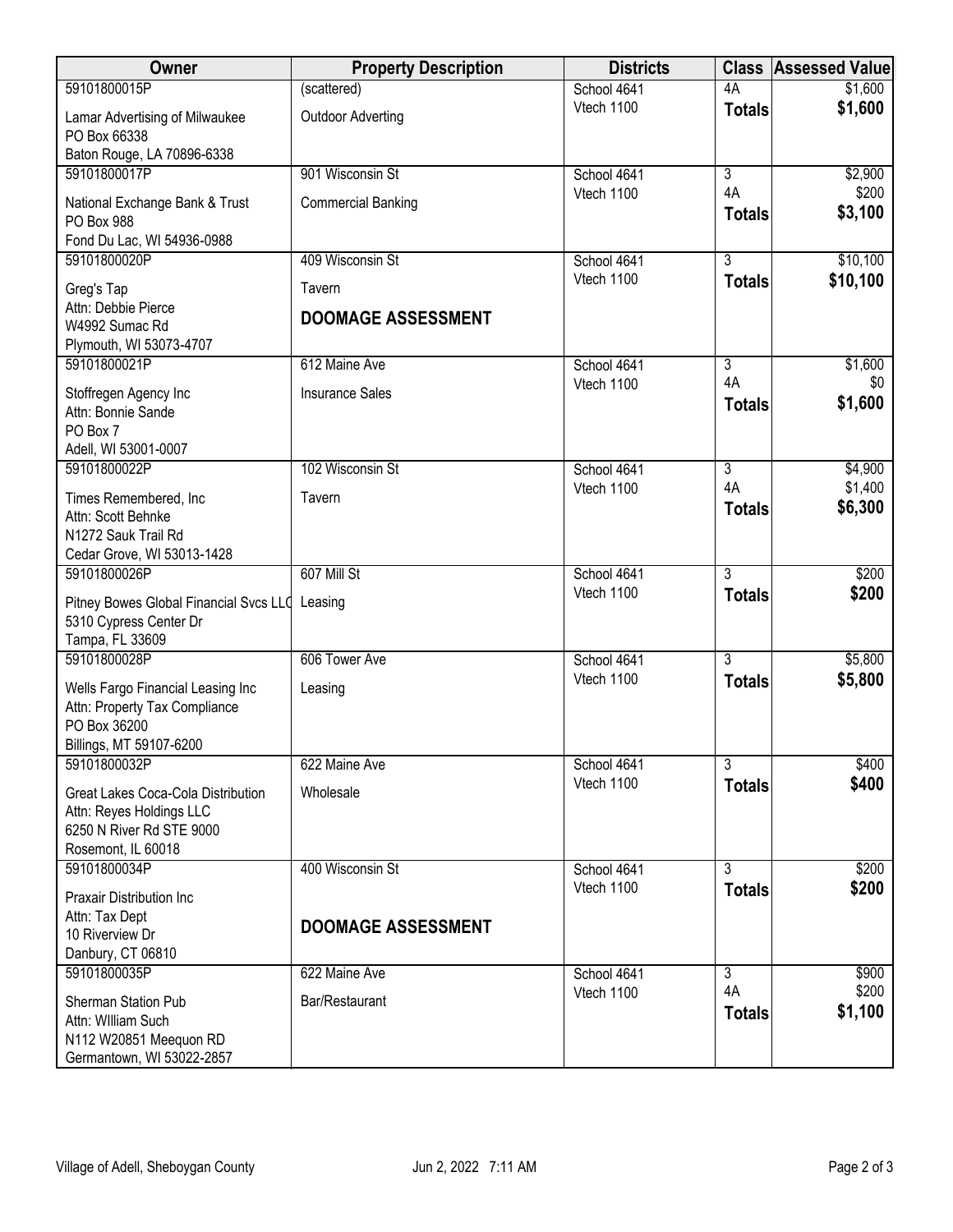| Owner | Property Description | Districts | Class | Assessed Value |
|---|---|---|---|---|
| 59101800015P<br>Lamar Advertising of Milwaukee<br>PO Box 66338<br>Baton Rouge, LA 70896-6338 | (scattered)<br>Outdoor Adverting | School 4641<br>Vtech 1100 | 4A<br>**Totals** | $1,600<br>**$1,600** |
| 59101800017P<br>National Exchange Bank & Trust<br>PO Box 988<br>Fond Du Lac, WI 54936-0988 | 901 Wisconsin St<br>Commercial Banking | School 4641<br>Vtech 1100 | 3<br>4A<br>**Totals** | $2,900<br>$200<br>**$3,100** |
| 59101800020P<br>Greg's Tap<br>Attn: Debbie Pierce<br>W4992 Sumac Rd<br>Plymouth, WI 53073-4707 | 409 Wisconsin St<br>Tavern<br>**DOOMAGE ASSESSMENT** | School 4641<br>Vtech 1100 | 3<br>**Totals** | $10,100<br>**$10,100** |
| 59101800021P<br>Stoffregen Agency Inc<br>Attn: Bonnie Sande<br>PO Box 7<br>Adell, WI 53001-0007 | 612 Maine Ave<br>Insurance Sales | School 4641<br>Vtech 1100 | 3<br>4A<br>**Totals** | $1,600<br>$0<br>**$1,600** |
| 59101800022P<br>Times Remembered, Inc<br>Attn: Scott Behnke<br>N1272 Sauk Trail Rd<br>Cedar Grove, WI 53013-1428 | 102 Wisconsin St<br>Tavern | School 4641<br>Vtech 1100 | 3<br>4A<br>**Totals** | $4,900<br>$1,400<br>**$6,300** |
| 59101800026P<br>Pitney Bowes Global Financial Svcs LLC<br>5310 Cypress Center Dr<br>Tampa, FL 33609 | 607 Mill St<br>Leasing | School 4641<br>Vtech 1100 | 3<br>**Totals** | $200<br>**$200** |
| 59101800028P<br>Wells Fargo Financial Leasing Inc<br>Attn: Property Tax Compliance<br>PO Box 36200<br>Billings, MT 59107-6200 | 606 Tower Ave<br>Leasing | School 4641<br>Vtech 1100 | 3<br>**Totals** | $5,800<br>**$5,800** |
| 59101800032P<br>Great Lakes Coca-Cola Distribution<br>Attn: Reyes Holdings LLC<br>6250 N River Rd STE 9000<br>Rosemont, IL 60018 | 622 Maine Ave<br>Wholesale | School 4641<br>Vtech 1100 | 3<br>**Totals** | $400<br>**$400** |
| 59101800034P<br>Praxair Distribution Inc<br>Attn: Tax Dept<br>10 Riverview Dr<br>Danbury, CT 06810 | 400 Wisconsin St<br>**DOOMAGE ASSESSMENT** | School 4641<br>Vtech 1100 | 3<br>**Totals** | $200<br>**$200** |
| 59101800035P<br>Sherman Station Pub<br>Attn: WIlliam Such<br>N112 W20851 Meequon RD<br>Germantown, WI 53022-2857 | 622 Maine Ave<br>Bar/Restaurant | School 4641<br>Vtech 1100 | 3<br>4A<br>**Totals** | $900<br>$200<br>**$1,100** |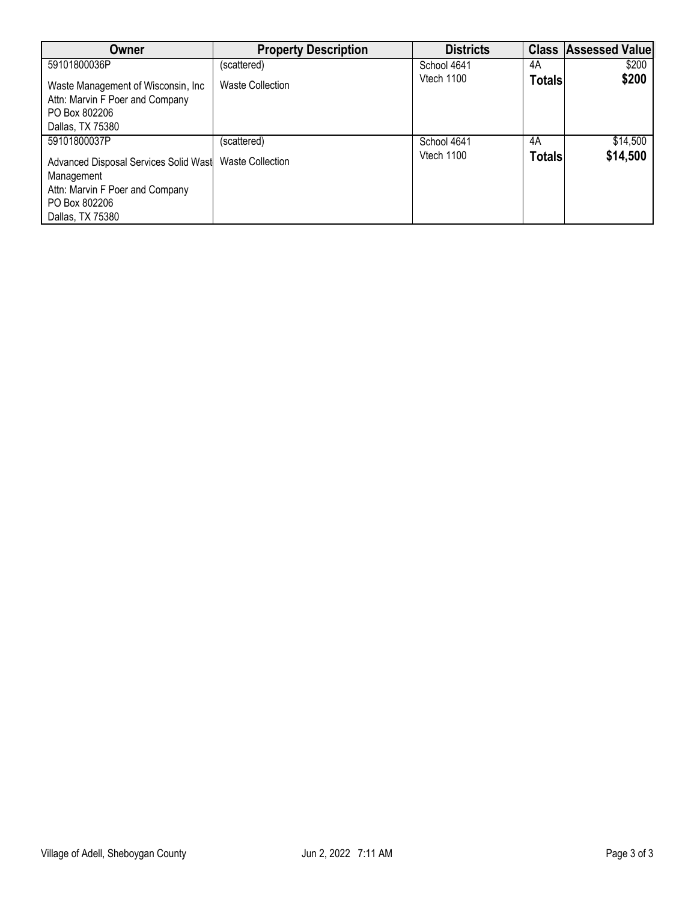| Owner | Property Description | Districts | Class | Assessed Value |
|---|---|---|---|---|
| 59101800036P<br>Waste Management of Wisconsin, Inc<br>Attn: Marvin F Poer and Company<br>PO Box 802206<br>Dallas, TX 75380 | (scattered)<br>Waste Collection | School 4641<br>Vtech 1100 | 4A<br>**Totals** | $200<br>**$200** |
| 59101800037P<br>Advanced Disposal Services Solid Wast<br>Management<br>Attn: Marvin F Poer and Company<br>PO Box 802206<br>Dallas, TX 75380 | (scattered)<br>Waste Collection | School 4641<br>Vtech 1100 | 4A<br>**Totals** | $14,500<br>**$14,500** |